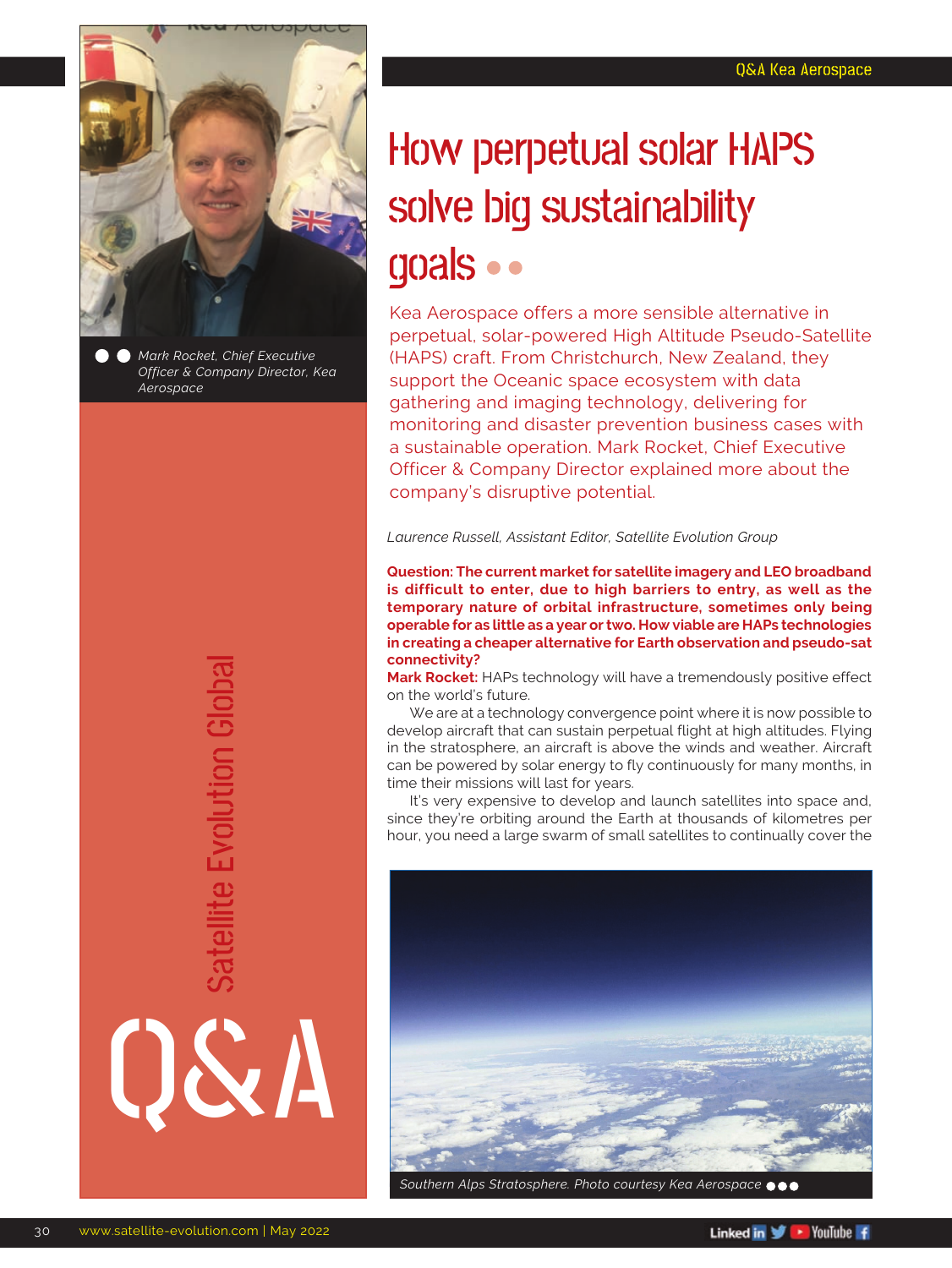# How perpetual solar HAPS solve big sustainability goals

Kea Aerospace offers a more sensible alternative in perpetual, solar-powered High Altitude Pseudo-Satellite (HAPS) craft. From Christchurch, New Zealand, they support the Oceanic space ecosystem with data gathering and imaging technology, delivering for monitoring and disaster prevention business cases with a sustainable operation. Mark Rocket, Chief Executive Officer & Company Director explained more about the company's disruptive potential.

*Mark Rocket, Chief Executive Officer & Company Director, Kea Aerospace*

*Laurence Russell, Assistant Editor, Satellite Evolution Group*

**Question: The current market for satellite imagery and LEO broadband is difficult to enter, due to high barriers to entry, as well as the temporary nature of orbital infrastructure, sometimes only being operable for as little as a year or two. How viable are HAPs technologies in creating a cheaper alternative for Earth observation and pseudo-sat connectivity?**

**Mark Rocket:** HAPs technology will have a tremendously positive effect on the world's future.

We are at a technology convergence point where it is now possible to develop aircraft that can sustain perpetual flight at high altitudes. Flying in the stratosphere, an aircraft is above the winds and weather. Aircraft can be powered by solar energy to fly continuously for many months, in time their missions will last for years.

It's very expensive to develop and launch satellites into space and, since they're orbiting around the Earth at thousands of kilometres per hour, you need a large swarm of small satellites to continually cover the

*Southern Alps Stratosphere. Photo courtesy Kea Aerospace*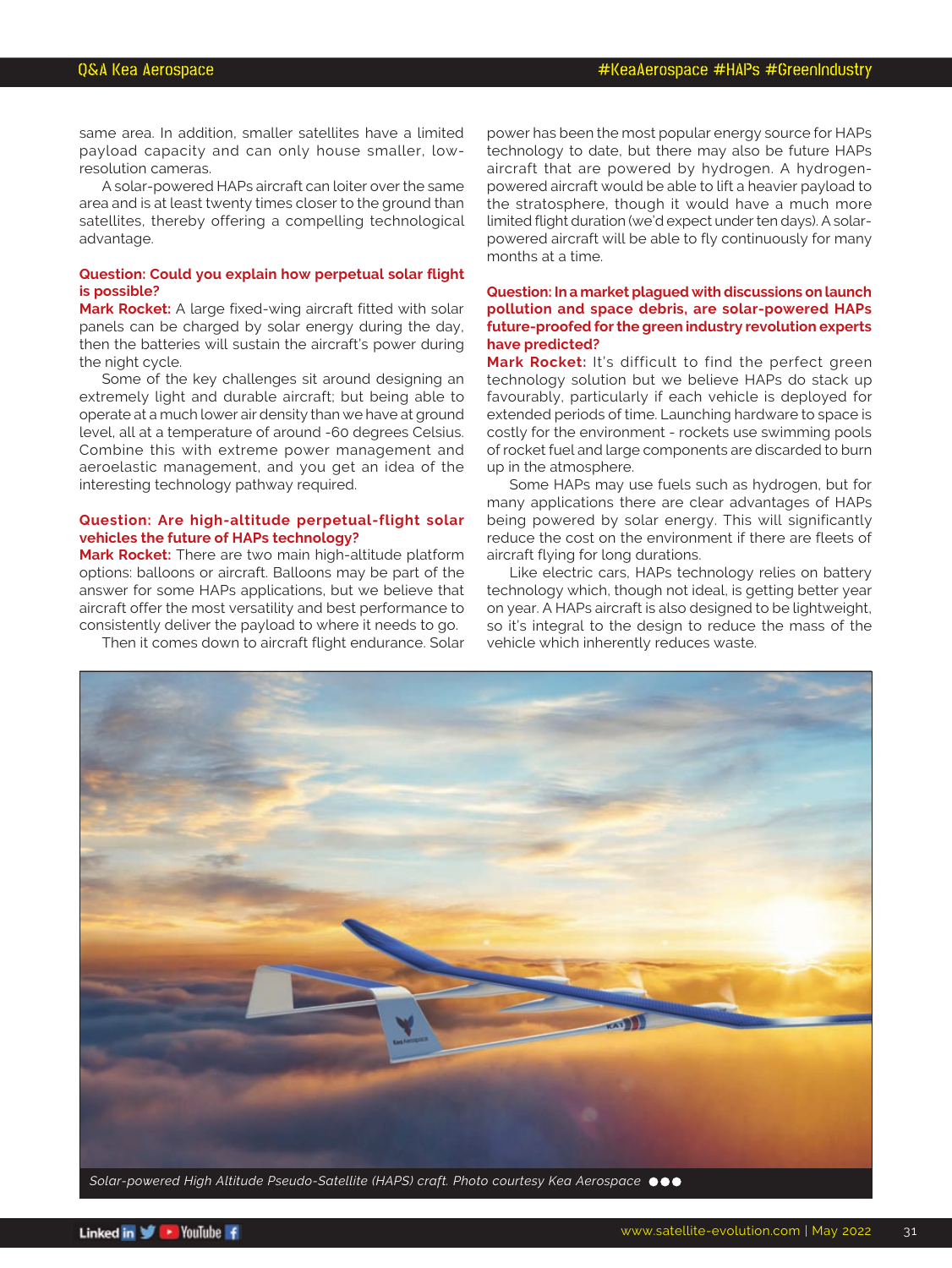same area. In addition, smaller satellites have a limited payload capacity and can only house smaller, low-resolution cameras.

A solar-powered HAPs aircraft can loiter over the same area and is at least twenty times closer to the ground than satellites, thereby offering a compelling technological advantage.

**Question: Could you explain how perpetual solar flight is possible?**

**Mark Rocket:** A large fixed-wing aircraft fitted with solar panels can be charged by solar energy during the day, then the batteries will sustain the aircraft's power during the night cycle.

Some of the key challenges sit around designing an extremely light and durable aircraft; but being able to operate at a much lower air density than we have at ground level, all at a temperature of around -60 degrees Celsius. Combine this with extreme power management and aeroelastic management, and you get an idea of the interesting technology pathway required.

**Question: Are high-altitude perpetual-flight solar vehicles the future of HAPs technology?**

**Mark Rocket:** There are two main high-altitude platform options: balloons or aircraft. Balloons may be part of the answer for some HAPs applications, but we believe that aircraft offer the most versatility and best performance to consistently deliver the payload to where it needs to go.

Then it comes down to aircraft flight endurance. Solar power has been the most popular energy source for HAPs technology to date, but there may also be future HAPs aircraft that are powered by hydrogen. A hydrogen-powered aircraft would be able to lift a heavier payload to the stratosphere, though it would have a much more limited flight duration (we'd expect under ten days). A solar-powered aircraft will be able to fly continuously for many months at a time.

**Question: In a market plagued with discussions on launch pollution and space debris, are solar-powered HAPs future-proofed for the green industry revolution experts have predicted?**

**Mark Rocket:** It's difficult to find the perfect green technology solution but we believe HAPs do stack up favourably, particularly if each vehicle is deployed for extended periods of time. Launching hardware to space is costly for the environment - rockets use swimming pools of rocket fuel and large components are discarded to burn up in the atmosphere.

Some HAPs may use fuels such as hydrogen, but for many applications there are clear advantages of HAPs being powered by solar energy. This will significantly reduce the cost on the environment if there are fleets of aircraft flying for long durations.

Like electric cars, HAPs technology relies on battery technology which, though not ideal, is getting better year on year. A HAPs aircraft is also designed to be lightweight, so it's integral to the design to reduce the mass of the vehicle which inherently reduces waste.

*Solar-powered High Altitude Pseudo-Satellite (HAPS) craft. Photo courtesy Kea Aerospace*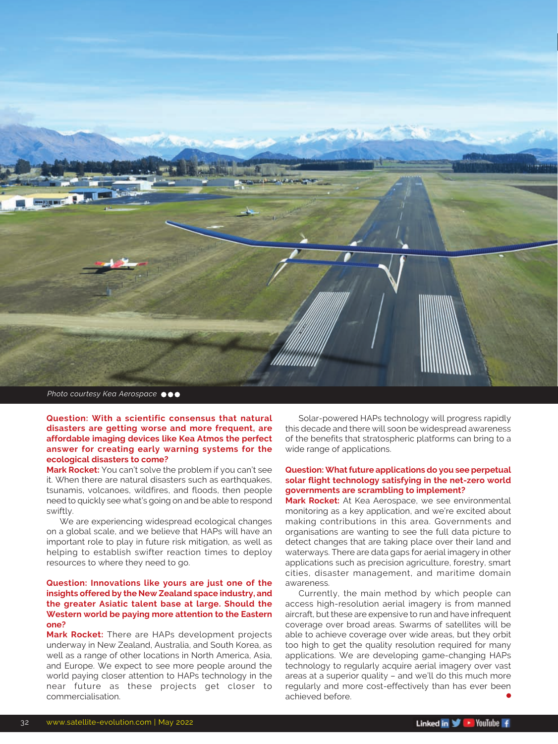*Photo courtesy Kea Aerospace*

**Question: With a scientific consensus that natural disasters are getting worse and more frequent, are affordable imaging devices like Kea Atmos the perfect answer for creating early warning systems for the ecological disasters to come?**

**Mark Rocket:** You can't solve the problem if you can't see it. When there are natural disasters such as earthquakes, tsunamis, volcanoes, wildfires, and floods, then people need to quickly see what's going on and be able to respond swiftly.

We are experiencing widespread ecological changes on a global scale, and we believe that HAPs will have an important role to play in future risk mitigation, as well as helping to establish swifter reaction times to deploy resources to where they need to go.

**Question: Innovations like yours are just one of the insights offered by the New Zealand space industry, and the greater Asiatic talent base at large. Should the Western world be paying more attention to the Eastern one?**

**Mark Rocket:** There are HAPs development projects underway in New Zealand, Australia, and South Korea, as well as a range of other locations in North America, Asia, and Europe. We expect to see more people around the world paying closer attention to HAPs technology in the near future as these projects get closer to commercialisation.

Solar-powered HAPs technology will progress rapidly this decade and there will soon be widespread awareness of the benefits that stratospheric platforms can bring to a wide range of applications.

**Question: What future applications do you see perpetual solar flight technology satisfying in the net-zero world governments are scrambling to implement?**

**Mark Rocket:** At Kea Aerospace, we see environmental monitoring as a key application, and we're excited about making contributions in this area. Governments and organisations are wanting to see the full data picture to detect changes that are taking place over their land and waterways. There are data gaps for aerial imagery in other applications such as precision agriculture, forestry, smart cities, disaster management, and maritime domain awareness.

Currently, the main method by which people can access high-resolution aerial imagery is from manned aircraft, but these are expensive to run and have infrequent coverage over broad areas. Swarms of satellites will be able to achieve coverage over wide areas, but they orbit too high to get the quality resolution required for many applications. We are developing game-changing HAPs technology to regularly acquire aerial imagery over vast areas at a superior quality – and we'll do this much more regularly and more cost-effectively than has ever been achieved before.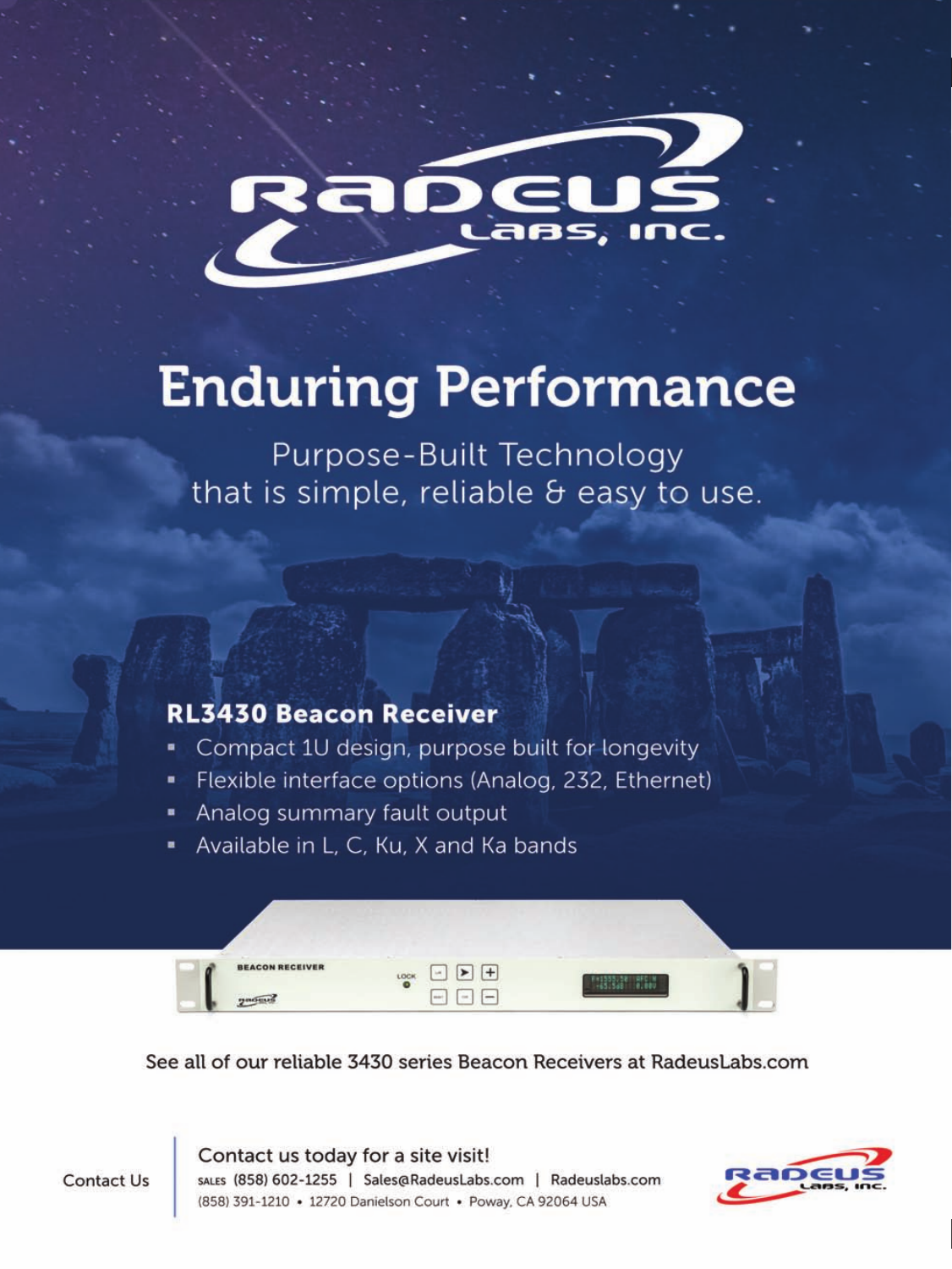# Radeus Labs, Inc.

## Enduring Performance

Purpose-Built Technology
that is simple, reliable & easy to use.

### RL3430 Beacon Receiver

- Compact 1U design, purpose built for longevity
- Flexible interface options (Analog, 232, Ethernet)
- Analog summary fault output
- Available in L, C, Ku, X and Ka bands

See all of our reliable 3430 series Beacon Receivers at RadeusLabs.com

Contact Us

**Contact us today for a site visit!**

SALES (858) 602-1255 | Sales@RadeusLabs.com | Radeuslabs.com

(858) 391-1210 • 12720 Danielson Court • Poway, CA 92064 USA